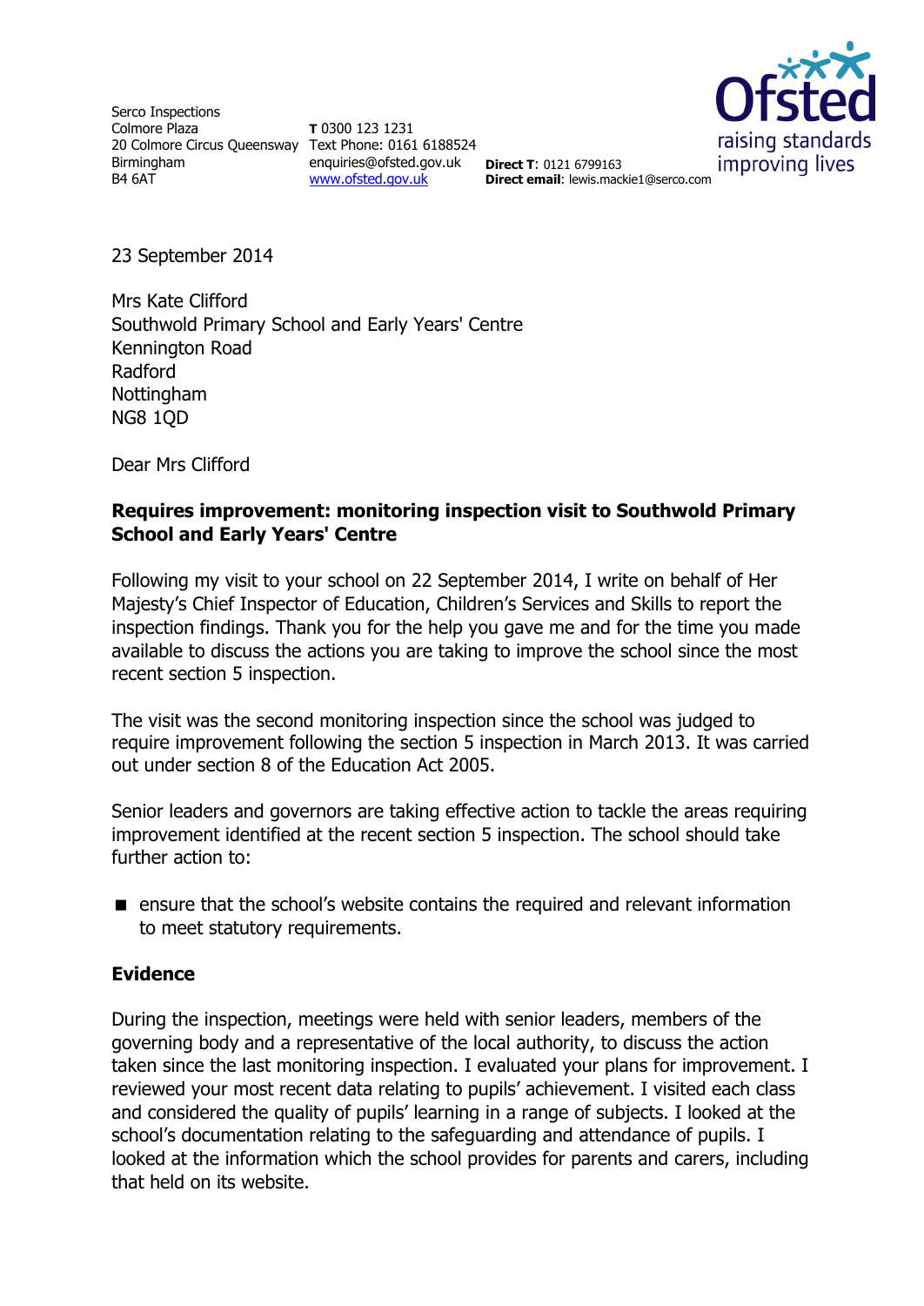Serco Inspections
Colmore Plaza
20 Colmore Circus Queensway
Birmingham
B4 6AT

**T** 0300 123 1231
Text Phone: 0161 6188524
enquiries@ofsted.gov.uk
www.ofsted.gov.uk

**Direct T**: 0121 6799163
**Direct email**: lewis.mackie1@serco.com

Ofsted
raising standards
improving lives

23 September 2014

Mrs Kate Clifford
Southwold Primary School and Early Years' Centre
Kennington Road
Radford
Nottingham
NG8 1QD

Dear Mrs Clifford

**Requires improvement: monitoring inspection visit to Southwold Primary School and Early Years' Centre**

Following my visit to your school on 22 September 2014, I write on behalf of Her Majesty's Chief Inspector of Education, Children's Services and Skills to report the inspection findings. Thank you for the help you gave me and for the time you made available to discuss the actions you are taking to improve the school since the most recent section 5 inspection.

The visit was the second monitoring inspection since the school was judged to require improvement following the section 5 inspection in March 2013. It was carried out under section 8 of the Education Act 2005.

Senior leaders and governors are taking effective action to tackle the areas requiring improvement identified at the recent section 5 inspection. The school should take further action to:

- ensure that the school's website contains the required and relevant information to meet statutory requirements.

## Evidence

During the inspection, meetings were held with senior leaders, members of the governing body and a representative of the local authority, to discuss the action taken since the last monitoring inspection. I evaluated your plans for improvement. I reviewed your most recent data relating to pupils' achievement. I visited each class and considered the quality of pupils' learning in a range of subjects. I looked at the school's documentation relating to the safeguarding and attendance of pupils. I looked at the information which the school provides for parents and carers, including that held on its website.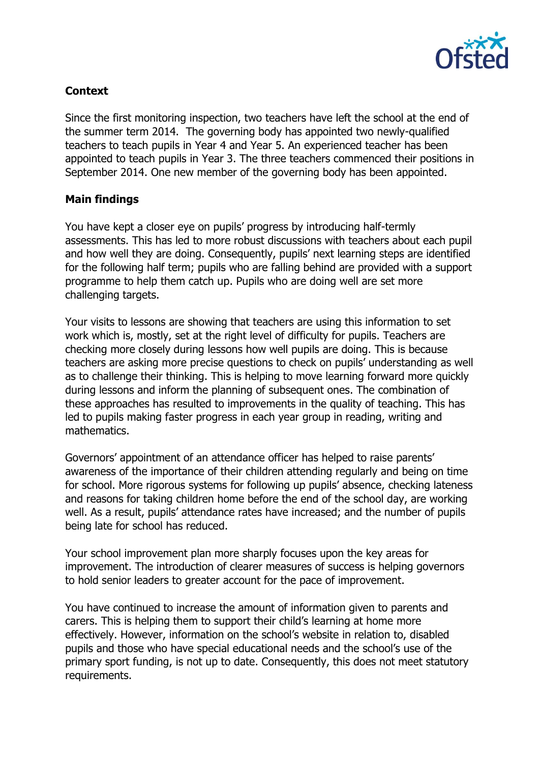**Context**

Since the first monitoring inspection, two teachers have left the school at the end of the summer term 2014. The governing body has appointed two newly-qualified teachers to teach pupils in Year 4 and Year 5. An experienced teacher has been appointed to teach pupils in Year 3. The three teachers commenced their positions in September 2014. One new member of the governing body has been appointed.

**Main findings**

You have kept a closer eye on pupils' progress by introducing half-termly assessments. This has led to more robust discussions with teachers about each pupil and how well they are doing. Consequently, pupils' next learning steps are identified for the following half term; pupils who are falling behind are provided with a support programme to help them catch up. Pupils who are doing well are set more challenging targets.

Your visits to lessons are showing that teachers are using this information to set work which is, mostly, set at the right level of difficulty for pupils. Teachers are checking more closely during lessons how well pupils are doing. This is because teachers are asking more precise questions to check on pupils' understanding as well as to challenge their thinking. This is helping to move learning forward more quickly during lessons and inform the planning of subsequent ones. The combination of these approaches has resulted to improvements in the quality of teaching. This has led to pupils making faster progress in each year group in reading, writing and mathematics.

Governors' appointment of an attendance officer has helped to raise parents' awareness of the importance of their children attending regularly and being on time for school. More rigorous systems for following up pupils' absence, checking lateness and reasons for taking children home before the end of the school day, are working well. As a result, pupils' attendance rates have increased; and the number of pupils being late for school has reduced.

Your school improvement plan more sharply focuses upon the key areas for improvement. The introduction of clearer measures of success is helping governors to hold senior leaders to greater account for the pace of improvement.

You have continued to increase the amount of information given to parents and carers. This is helping them to support their child's learning at home more effectively. However, information on the school's website in relation to, disabled pupils and those who have special educational needs and the school's use of the primary sport funding, is not up to date. Consequently, this does not meet statutory requirements.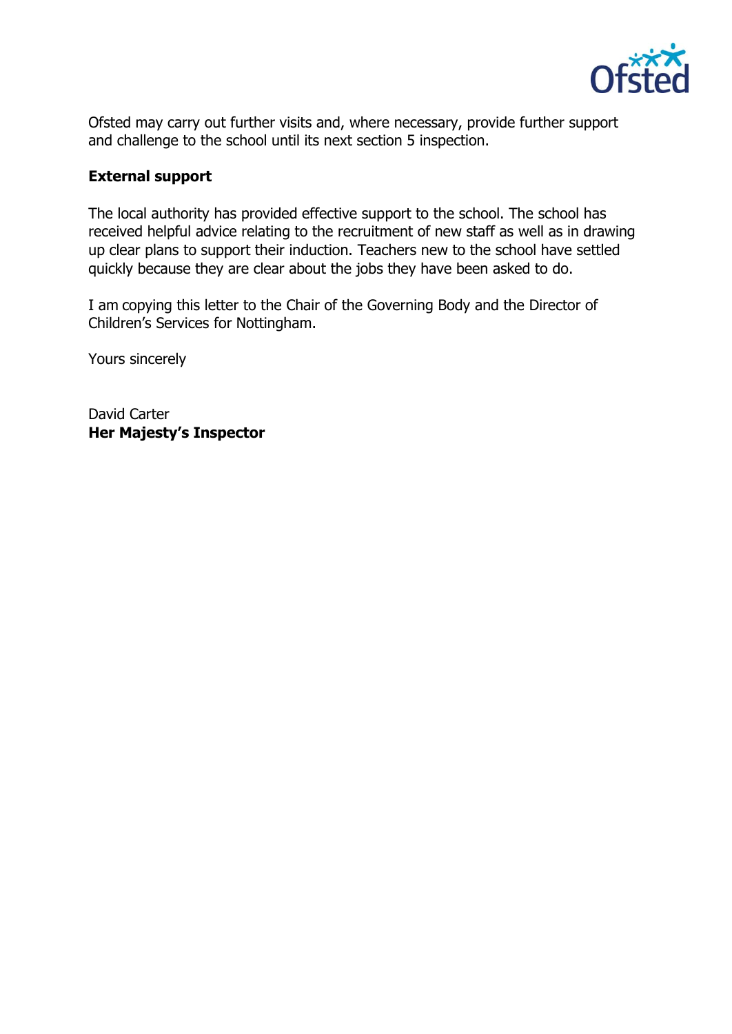Ofsted may carry out further visits and, where necessary, provide further support and challenge to the school until its next section 5 inspection.

**External support**

The local authority has provided effective support to the school. The school has received helpful advice relating to the recruitment of new staff as well as in drawing up clear plans to support their induction. Teachers new to the school have settled quickly because they are clear about the jobs they have been asked to do.

I am copying this letter to the Chair of the Governing Body and the Director of Children's Services for Nottingham.

Yours sincerely

David Carter
**Her Majesty's Inspector**